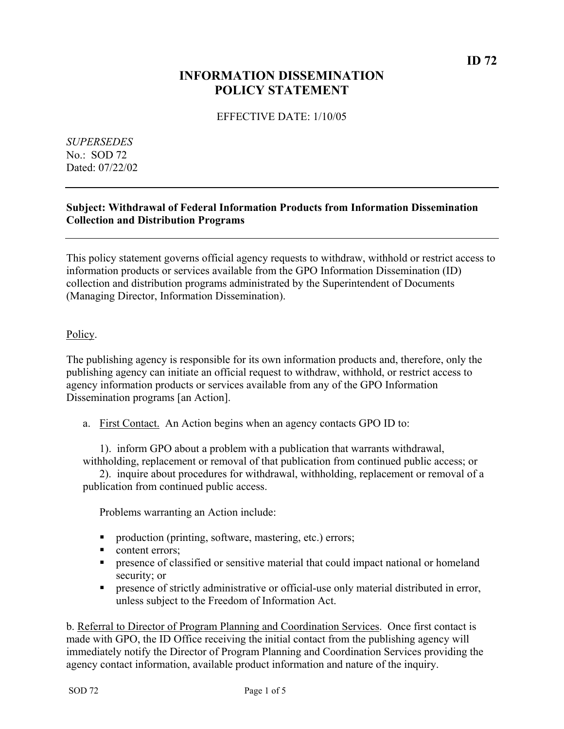**ID 72**

# INFORMATION DISSEMINATION POLICY STATEMENT

EFFECTIVE DATE: 1/10/05

*SUPERSEDES*
No.: SOD 72
Dated: 07/22/02

---

**Subject: Withdrawal of Federal Information Products from Information Dissemination Collection and Distribution Programs**

---

This policy statement governs official agency requests to withdraw, withhold or restrict access to information products or services available from the GPO Information Dissemination (ID) collection and distribution programs administrated by the Superintendent of Documents (Managing Director, Information Dissemination).

<u>Policy</u>.

The publishing agency is responsible for its own information products and, therefore, only the publishing agency can initiate an official request to withdraw, withhold, or restrict access to agency information products or services available from any of the GPO Information Dissemination programs [an Action].

a. <u>First Contact.</u> An Action begins when an agency contacts GPO ID to:

1). inform GPO about a problem with a publication that warrants withdrawal, withholding, replacement or removal of that publication from continued public access; or
2). inquire about procedures for withdrawal, withholding, replacement or removal of a publication from continued public access.

Problems warranting an Action include:

- production (printing, software, mastering, etc.) errors;
- content errors;
- presence of classified or sensitive material that could impact national or homeland security; or
- presence of strictly administrative or official-use only material distributed in error, unless subject to the Freedom of Information Act.

b. <u>Referral to Director of Program Planning and Coordination Services</u>. Once first contact is made with GPO, the ID Office receiving the initial contact from the publishing agency will immediately notify the Director of Program Planning and Coordination Services providing the agency contact information, available product information and nature of the inquiry.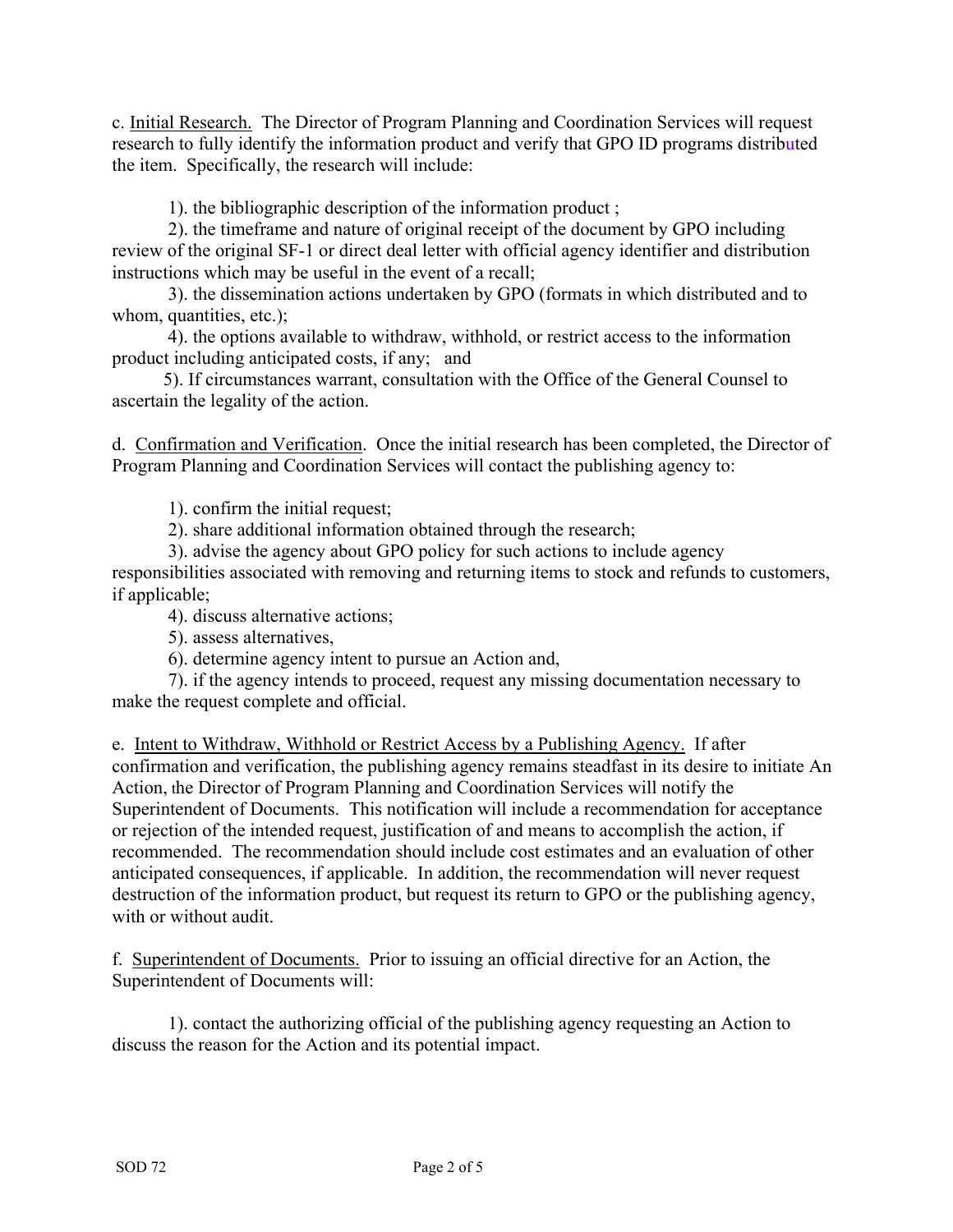c. Initial Research. The Director of Program Planning and Coordination Services will request research to fully identify the information product and verify that GPO ID programs distributed the item. Specifically, the research will include:

1). the bibliographic description of the information product ;

2). the timeframe and nature of original receipt of the document by GPO including review of the original SF-1 or direct deal letter with official agency identifier and distribution instructions which may be useful in the event of a recall;

3). the dissemination actions undertaken by GPO (formats in which distributed and to whom, quantities, etc.);

4). the options available to withdraw, withhold, or restrict access to the information product including anticipated costs, if any; and

5). If circumstances warrant, consultation with the Office of the General Counsel to ascertain the legality of the action.

d. Confirmation and Verification. Once the initial research has been completed, the Director of Program Planning and Coordination Services will contact the publishing agency to:

1). confirm the initial request;

2). share additional information obtained through the research;

3). advise the agency about GPO policy for such actions to include agency responsibilities associated with removing and returning items to stock and refunds to customers, if applicable;

4). discuss alternative actions;

5). assess alternatives,

6). determine agency intent to pursue an Action and,

7). if the agency intends to proceed, request any missing documentation necessary to make the request complete and official.

e. Intent to Withdraw, Withhold or Restrict Access by a Publishing Agency. If after confirmation and verification, the publishing agency remains steadfast in its desire to initiate An Action, the Director of Program Planning and Coordination Services will notify the Superintendent of Documents. This notification will include a recommendation for acceptance or rejection of the intended request, justification of and means to accomplish the action, if recommended. The recommendation should include cost estimates and an evaluation of other anticipated consequences, if applicable. In addition, the recommendation will never request destruction of the information product, but request its return to GPO or the publishing agency, with or without audit.

f. Superintendent of Documents. Prior to issuing an official directive for an Action, the Superintendent of Documents will:

1). contact the authorizing official of the publishing agency requesting an Action to discuss the reason for the Action and its potential impact.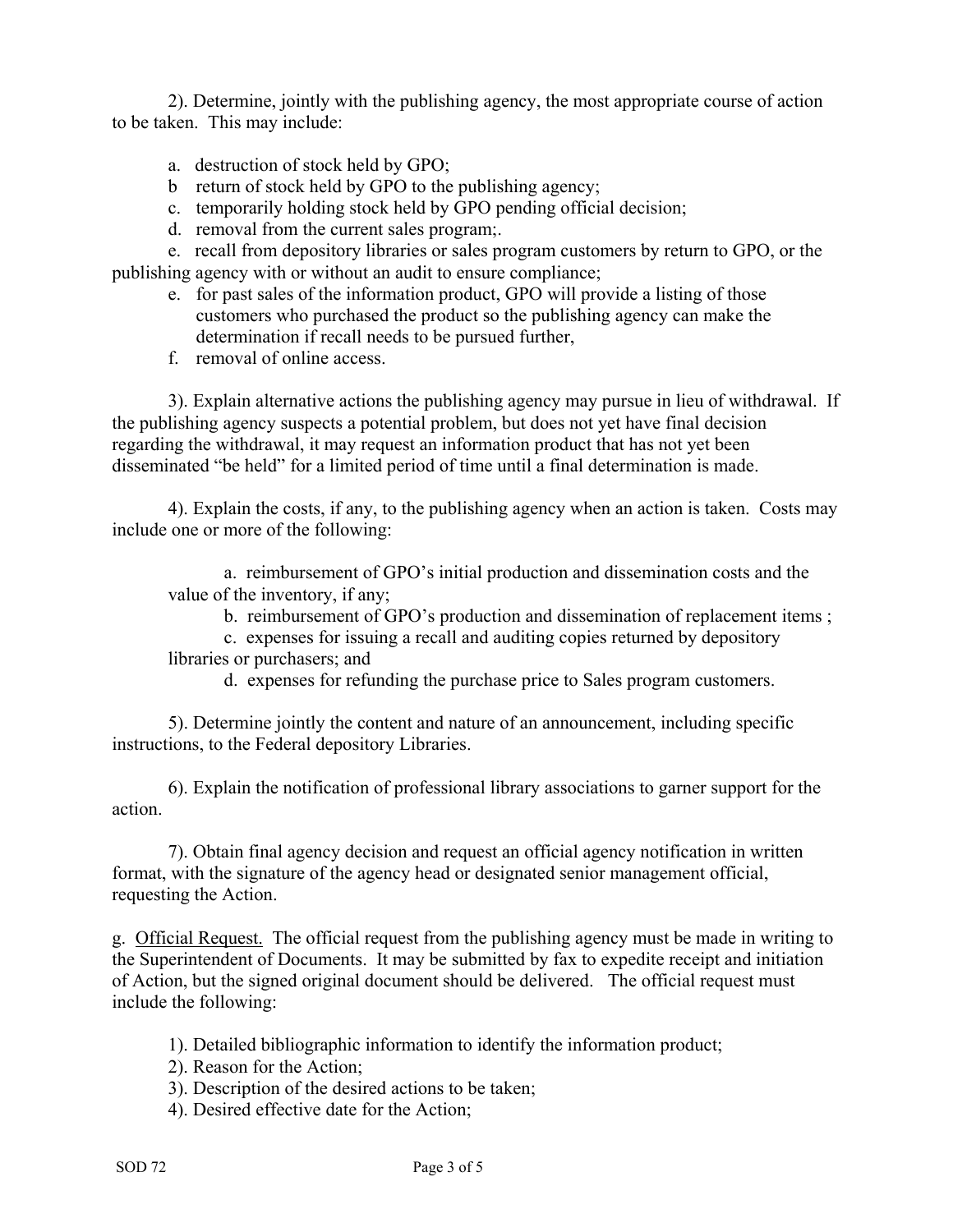2). Determine, jointly with the publishing agency, the most appropriate course of action to be taken. This may include:

a. destruction of stock held by GPO;
b return of stock held by GPO to the publishing agency;
c. temporarily holding stock held by GPO pending official decision;
d. removal from the current sales program;.
e. recall from depository libraries or sales program customers by return to GPO, or the publishing agency with or without an audit to ensure compliance;
e. for past sales of the information product, GPO will provide a listing of those customers who purchased the product so the publishing agency can make the determination if recall needs to be pursued further,
f. removal of online access.

3). Explain alternative actions the publishing agency may pursue in lieu of withdrawal. If the publishing agency suspects a potential problem, but does not yet have final decision regarding the withdrawal, it may request an information product that has not yet been disseminated "be held" for a limited period of time until a final determination is made.

4). Explain the costs, if any, to the publishing agency when an action is taken. Costs may include one or more of the following:

a. reimbursement of GPO's initial production and dissemination costs and the value of the inventory, if any;
b. reimbursement of GPO's production and dissemination of replacement items ;
c. expenses for issuing a recall and auditing copies returned by depository libraries or purchasers; and
d. expenses for refunding the purchase price to Sales program customers.

5). Determine jointly the content and nature of an announcement, including specific instructions, to the Federal depository Libraries.

6). Explain the notification of professional library associations to garner support for the action.

7). Obtain final agency decision and request an official agency notification in written format, with the signature of the agency head or designated senior management official, requesting the Action.

g. Official Request. The official request from the publishing agency must be made in writing to the Superintendent of Documents. It may be submitted by fax to expedite receipt and initiation of Action, but the signed original document should be delivered. The official request must include the following:

1). Detailed bibliographic information to identify the information product;
2). Reason for the Action;
3). Description of the desired actions to be taken;
4). Desired effective date for the Action;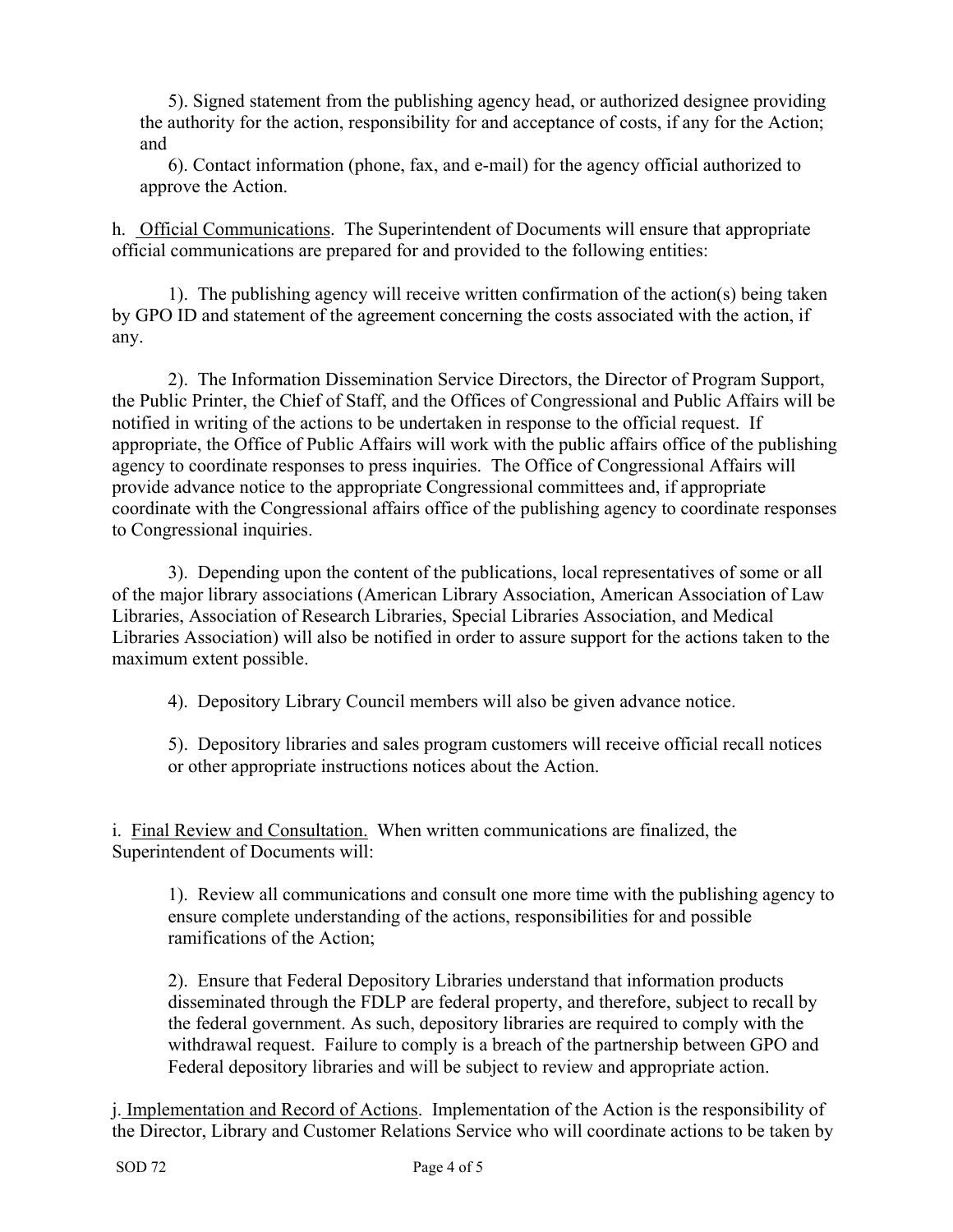5). Signed statement from the publishing agency head, or authorized designee providing the authority for the action, responsibility for and acceptance of costs, if any for the Action; and

6). Contact information (phone, fax, and e-mail) for the agency official authorized to approve the Action.

h. Official Communications. The Superintendent of Documents will ensure that appropriate official communications are prepared for and provided to the following entities:

1). The publishing agency will receive written confirmation of the action(s) being taken by GPO ID and statement of the agreement concerning the costs associated with the action, if any.

2). The Information Dissemination Service Directors, the Director of Program Support, the Public Printer, the Chief of Staff, and the Offices of Congressional and Public Affairs will be notified in writing of the actions to be undertaken in response to the official request. If appropriate, the Office of Public Affairs will work with the public affairs office of the publishing agency to coordinate responses to press inquiries. The Office of Congressional Affairs will provide advance notice to the appropriate Congressional committees and, if appropriate coordinate with the Congressional affairs office of the publishing agency to coordinate responses to Congressional inquiries.

3). Depending upon the content of the publications, local representatives of some or all of the major library associations (American Library Association, American Association of Law Libraries, Association of Research Libraries, Special Libraries Association, and Medical Libraries Association) will also be notified in order to assure support for the actions taken to the maximum extent possible.

4). Depository Library Council members will also be given advance notice.

5). Depository libraries and sales program customers will receive official recall notices or other appropriate instructions notices about the Action.

i. Final Review and Consultation. When written communications are finalized, the Superintendent of Documents will:

1). Review all communications and consult one more time with the publishing agency to ensure complete understanding of the actions, responsibilities for and possible ramifications of the Action;

2). Ensure that Federal Depository Libraries understand that information products disseminated through the FDLP are federal property, and therefore, subject to recall by the federal government. As such, depository libraries are required to comply with the withdrawal request. Failure to comply is a breach of the partnership between GPO and Federal depository libraries and will be subject to review and appropriate action.

j. Implementation and Record of Actions. Implementation of the Action is the responsibility of the Director, Library and Customer Relations Service who will coordinate actions to be taken by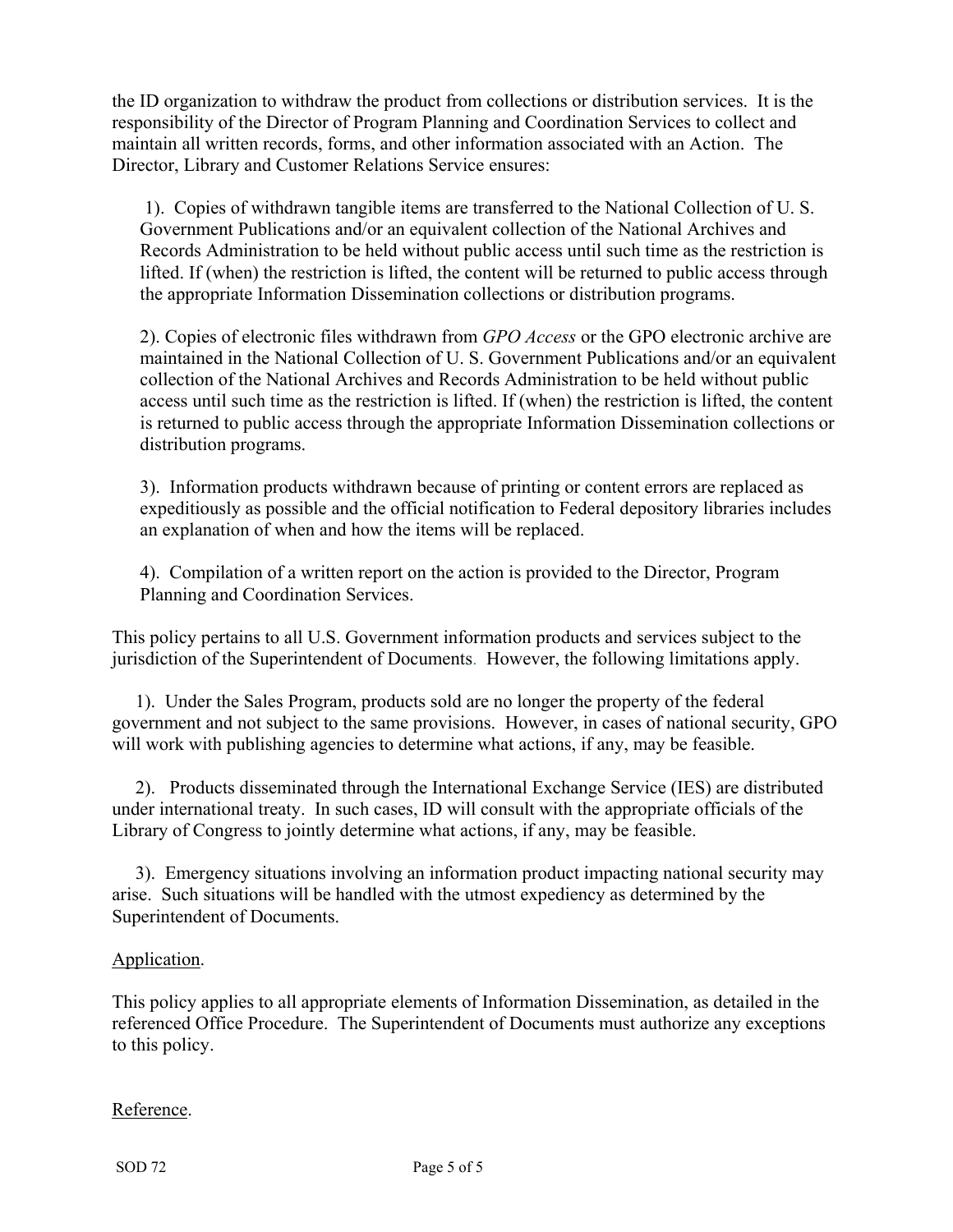the ID organization to withdraw the product from collections or distribution services. It is the responsibility of the Director of Program Planning and Coordination Services to collect and maintain all written records, forms, and other information associated with an Action. The Director, Library and Customer Relations Service ensures:

1). Copies of withdrawn tangible items are transferred to the National Collection of U. S. Government Publications and/or an equivalent collection of the National Archives and Records Administration to be held without public access until such time as the restriction is lifted. If (when) the restriction is lifted, the content will be returned to public access through the appropriate Information Dissemination collections or distribution programs.

2). Copies of electronic files withdrawn from *GPO Access* or the GPO electronic archive are maintained in the National Collection of U. S. Government Publications and/or an equivalent collection of the National Archives and Records Administration to be held without public access until such time as the restriction is lifted. If (when) the restriction is lifted, the content is returned to public access through the appropriate Information Dissemination collections or distribution programs.

3). Information products withdrawn because of printing or content errors are replaced as expeditiously as possible and the official notification to Federal depository libraries includes an explanation of when and how the items will be replaced.

4). Compilation of a written report on the action is provided to the Director, Program Planning and Coordination Services.

This policy pertains to all U.S. Government information products and services subject to the jurisdiction of the Superintendent of Documents. However, the following limitations apply.

1). Under the Sales Program, products sold are no longer the property of the federal government and not subject to the same provisions. However, in cases of national security, GPO will work with publishing agencies to determine what actions, if any, may be feasible.

2). Products disseminated through the International Exchange Service (IES) are distributed under international treaty. In such cases, ID will consult with the appropriate officials of the Library of Congress to jointly determine what actions, if any, may be feasible.

3). Emergency situations involving an information product impacting national security may arise. Such situations will be handled with the utmost expediency as determined by the Superintendent of Documents.

<u>Application</u>.

This policy applies to all appropriate elements of Information Dissemination, as detailed in the referenced Office Procedure. The Superintendent of Documents must authorize any exceptions to this policy.

<u>Reference</u>.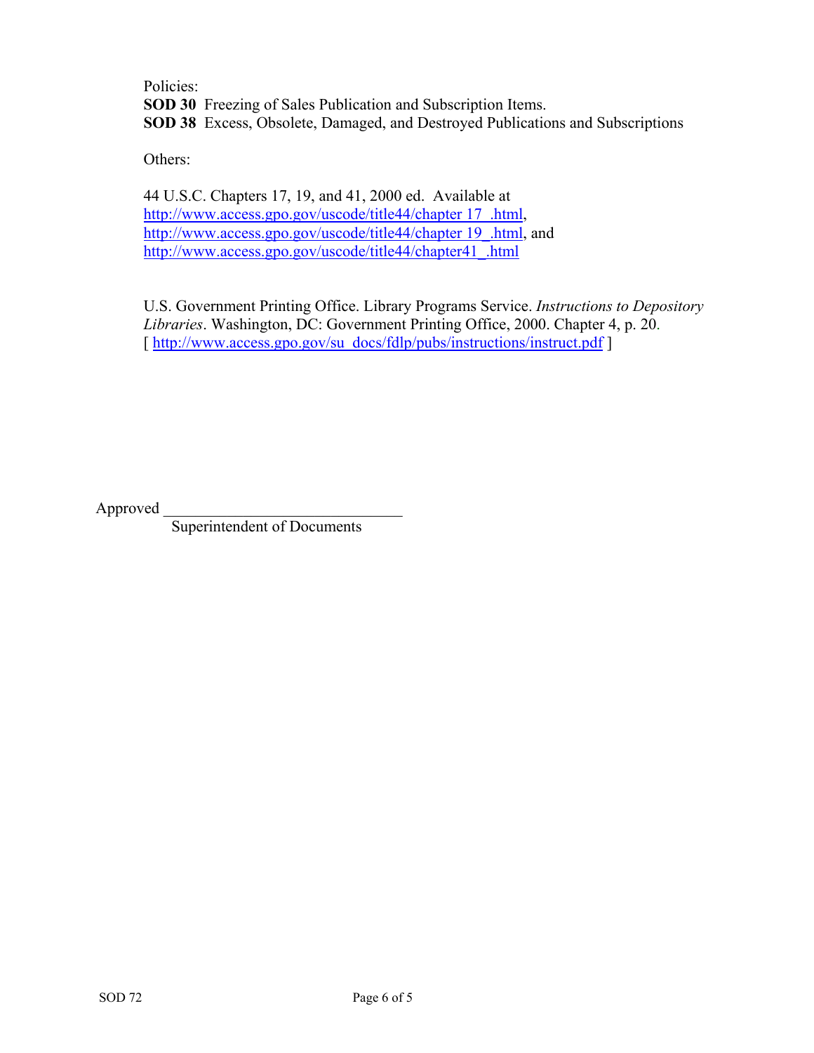Policies:

**SOD 30** Freezing of Sales Publication and Subscription Items.

**SOD 38** Excess, Obsolete, Damaged, and Destroyed Publications and Subscriptions

Others:

44 U.S.C. Chapters 17, 19, and 41, 2000 ed. Available at
http://www.access.gpo.gov/uscode/title44/chapter 17_.html,
http://www.access.gpo.gov/uscode/title44/chapter 19_.html, and
http://www.access.gpo.gov/uscode/title44/chapter41_.html

U.S. Government Printing Office. Library Programs Service. *Instructions to Depository Libraries*. Washington, DC: Government Printing Office, 2000. Chapter 4, p. 20.
[ http://www.access.gpo.gov/su_docs/fdlp/pubs/instructions/instruct.pdf ]

Approved ______________________________
Superintendent of Documents